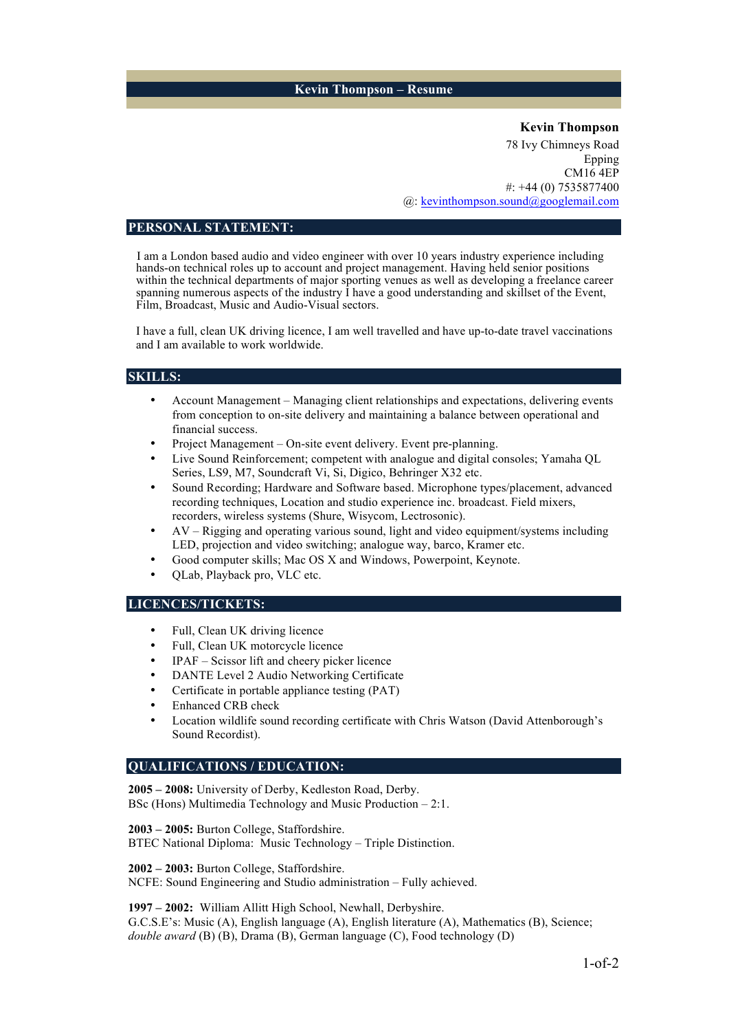# Kevin Thompson – Resume

**Kevin Thompson**
78 Ivy Chimneys Road
Epping
CM16 4EP
#: +44 (0) 7535877400
@: kevinthompson.sound@googlemail.com

## PERSONAL STATEMENT:

I am a London based audio and video engineer with over 10 years industry experience including hands-on technical roles up to account and project management. Having held senior positions within the technical departments of major sporting venues as well as developing a freelance career spanning numerous aspects of the industry I have a good understanding and skillset of the Event, Film, Broadcast, Music and Audio-Visual sectors.

I have a full, clean UK driving licence, I am well travelled and have up-to-date travel vaccinations and I am available to work worldwide.

## SKILLS:

- Account Management – Managing client relationships and expectations, delivering events from conception to on-site delivery and maintaining a balance between operational and financial success.
- Project Management – On-site event delivery. Event pre-planning.
- Live Sound Reinforcement; competent with analogue and digital consoles; Yamaha QL Series, LS9, M7, Soundcraft Vi, Si, Digico, Behringer X32 etc.
- Sound Recording; Hardware and Software based. Microphone types/placement, advanced recording techniques, Location and studio experience inc. broadcast. Field mixers, recorders, wireless systems (Shure, Wisycom, Lectrosonic).
- AV – Rigging and operating various sound, light and video equipment/systems including LED, projection and video switching; analogue way, barco, Kramer etc.
- Good computer skills; Mac OS X and Windows, Powerpoint, Keynote.
- QLab, Playback pro, VLC etc.

## LICENCES/TICKETS:

- Full, Clean UK driving licence
- Full, Clean UK motorcycle licence
- IPAF – Scissor lift and cheery picker licence
- DANTE Level 2 Audio Networking Certificate
- Certificate in portable appliance testing (PAT)
- Enhanced CRB check
- Location wildlife sound recording certificate with Chris Watson (David Attenborough's Sound Recordist).

## QUALIFICATIONS / EDUCATION:

**2005 – 2008:** University of Derby, Kedleston Road, Derby.
BSc (Hons) Multimedia Technology and Music Production – 2:1.

**2003 – 2005:** Burton College, Staffordshire.
BTEC National Diploma: Music Technology – Triple Distinction.

**2002 – 2003:** Burton College, Staffordshire.
NCFE: Sound Engineering and Studio administration – Fully achieved.

**1997 – 2002:** William Allitt High School, Newhall, Derbyshire.
G.C.S.E's: Music (A), English language (A), English literature (A), Mathematics (B), Science; *double award* (B) (B), Drama (B), German language (C), Food technology (D)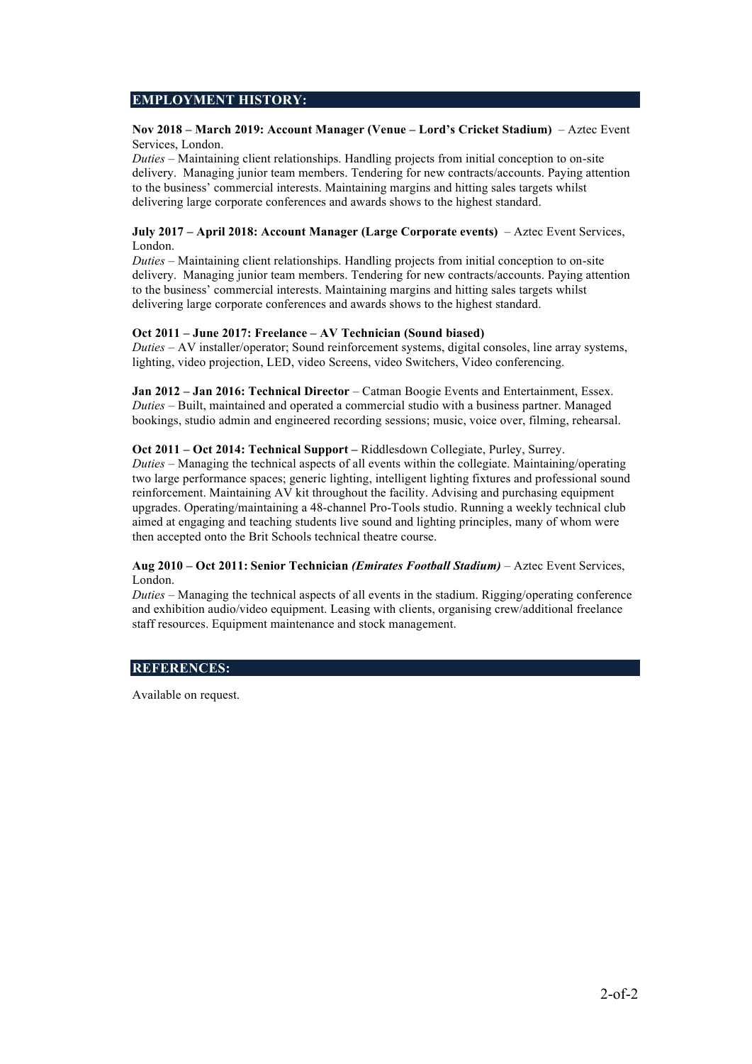## EMPLOYMENT HISTORY:

**Nov 2018 – March 2019: Account Manager (Venue – Lord's Cricket Stadium)** – Aztec Event Services, London.
*Duties* – Maintaining client relationships. Handling projects from initial conception to on-site delivery. Managing junior team members. Tendering for new contracts/accounts. Paying attention to the business' commercial interests. Maintaining margins and hitting sales targets whilst delivering large corporate conferences and awards shows to the highest standard.

**July 2017 – April 2018: Account Manager (Large Corporate events)** – Aztec Event Services, London.
*Duties* – Maintaining client relationships. Handling projects from initial conception to on-site delivery. Managing junior team members. Tendering for new contracts/accounts. Paying attention to the business' commercial interests. Maintaining margins and hitting sales targets whilst delivering large corporate conferences and awards shows to the highest standard.

**Oct 2011 – June 2017: Freelance – AV Technician (Sound biased)**
*Duties* – AV installer/operator; Sound reinforcement systems, digital consoles, line array systems, lighting, video projection, LED, video Screens, video Switchers, Video conferencing.

**Jan 2012 – Jan 2016: Technical Director** – Catman Boogie Events and Entertainment, Essex.
*Duties* – Built, maintained and operated a commercial studio with a business partner. Managed bookings, studio admin and engineered recording sessions; music, voice over, filming, rehearsal.

**Oct 2011 – Oct 2014: Technical Support –** Riddlesdown Collegiate, Purley, Surrey.
*Duties* – Managing the technical aspects of all events within the collegiate. Maintaining/operating two large performance spaces; generic lighting, intelligent lighting fixtures and professional sound reinforcement. Maintaining AV kit throughout the facility. Advising and purchasing equipment upgrades. Operating/maintaining a 48-channel Pro-Tools studio. Running a weekly technical club aimed at engaging and teaching students live sound and lighting principles, many of whom were then accepted onto the Brit Schools technical theatre course.

**Aug 2010 – Oct 2011: Senior Technician *(Emirates Football Stadium)*** – Aztec Event Services, London.
*Duties* – Managing the technical aspects of all events in the stadium. Rigging/operating conference and exhibition audio/video equipment. Leasing with clients, organising crew/additional freelance staff resources. Equipment maintenance and stock management.

## REFERENCES:

Available on request.